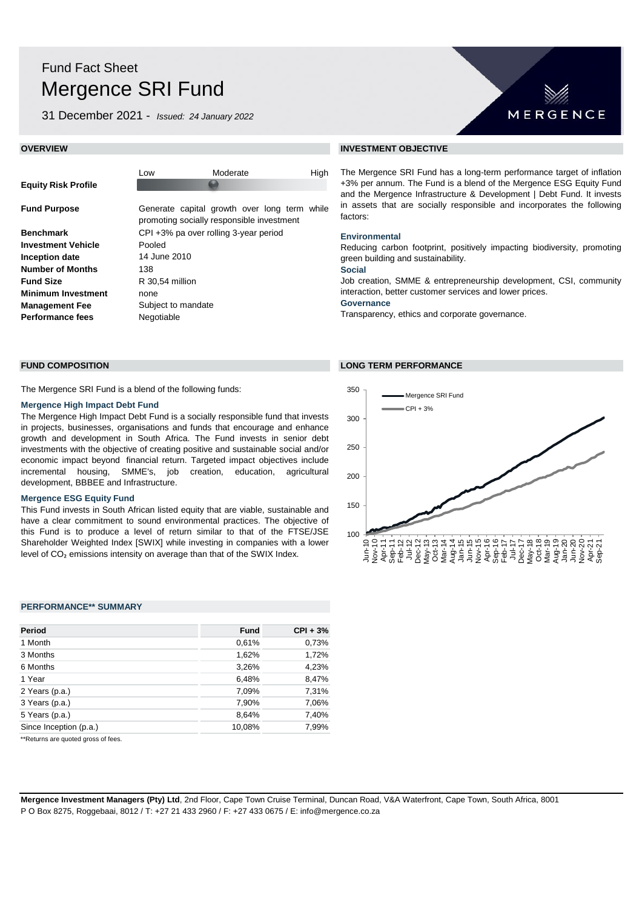# Fund Fact Sheet
# Mergence SRI Fund

31 December 2021 - *Issued: 24 January 2022*

MERGENCE

## OVERVIEW

| | |
|---|---|
| **Equity Risk Profile** | Low — Moderate — High (Moderate) |
| **Fund Purpose** | Generate capital growth over long term while promoting socially responsible investment |
| **Benchmark** | CPI +3% pa over rolling 3-year period |
| **Investment Vehicle** | Pooled |
| **Inception date** | 14 June 2010 |
| **Number of Months** | 138 |
| **Fund Size** | R 30,54 million |
| **Minimum Investment** | none |
| **Management Fee** | Subject to mandate |
| **Performance fees** | Negotiable |

## INVESTMENT OBJECTIVE

The Mergence SRI Fund has a long-term performance target of inflation +3% per annum. The Fund is a blend of the Mergence ESG Equity Fund and the Mergence Infrastructure & Development | Debt Fund. It invests in assets that are socially responsible and incorporates the following factors:

### Environmental

Reducing carbon footprint, positively impacting biodiversity, promoting green building and sustainability.

### Social

Job creation, SMME & entrepreneurship development, CSI, community interaction, better customer services and lower prices.

### Governance

Transparency, ethics and corporate governance.

## FUND COMPOSITION

The Mergence SRI Fund is a blend of the following funds:

### Mergence High Impact Debt Fund

The Mergence High Impact Debt Fund is a socially responsible fund that invests in projects, businesses, organisations and funds that encourage and enhance growth and development in South Africa. The Fund invests in senior debt investments with the objective of creating positive and sustainable social and/or economic impact beyond financial return. Targeted impact objectives include incremental housing, SMME's, job creation, education, agricultural development, BBBEE and Infrastructure.

### Mergence ESG Equity Fund

This Fund invests in South African listed equity that are viable, sustainable and have a clear commitment to sound environmental practices. The objective of this Fund is to produce a level of return similar to that of the FTSE/JSE Shareholder Weighted Index [SWIX] while investing in companies with a lower level of $CO_2$ emissions intensity on average than that of the SWIX Index.

## LONG TERM PERFORMANCE

Legend: Mergence SRI Fund; CPI + 3%

## PERFORMANCE** SUMMARY

| Period | Fund | CPI + 3% |
|---|---|---|
| 1 Month | 0,61% | 0,73% |
| 3 Months | 1,62% | 1,72% |
| 6 Months | 3,26% | 4,23% |
| 1 Year | 6,48% | 8,47% |
| 2 Years (p.a.) | 7,09% | 7,31% |
| 3 Years (p.a.) | 7,90% | 7,06% |
| 5 Years (p.a.) | 8,64% | 7,40% |
| Since Inception (p.a.) | 10,08% | 7,99% |

**Returns are quoted gross of fees.

**Mergence Investment Managers (Pty) Ltd**, 2nd Floor, Cape Town Cruise Terminal, Duncan Road, V&A Waterfront, Cape Town, South Africa, 8001
P O Box 8275, Roggebaai, 8012 / T: +27 21 433 2960 / F: +27 433 0675 / E: info@mergence.co.za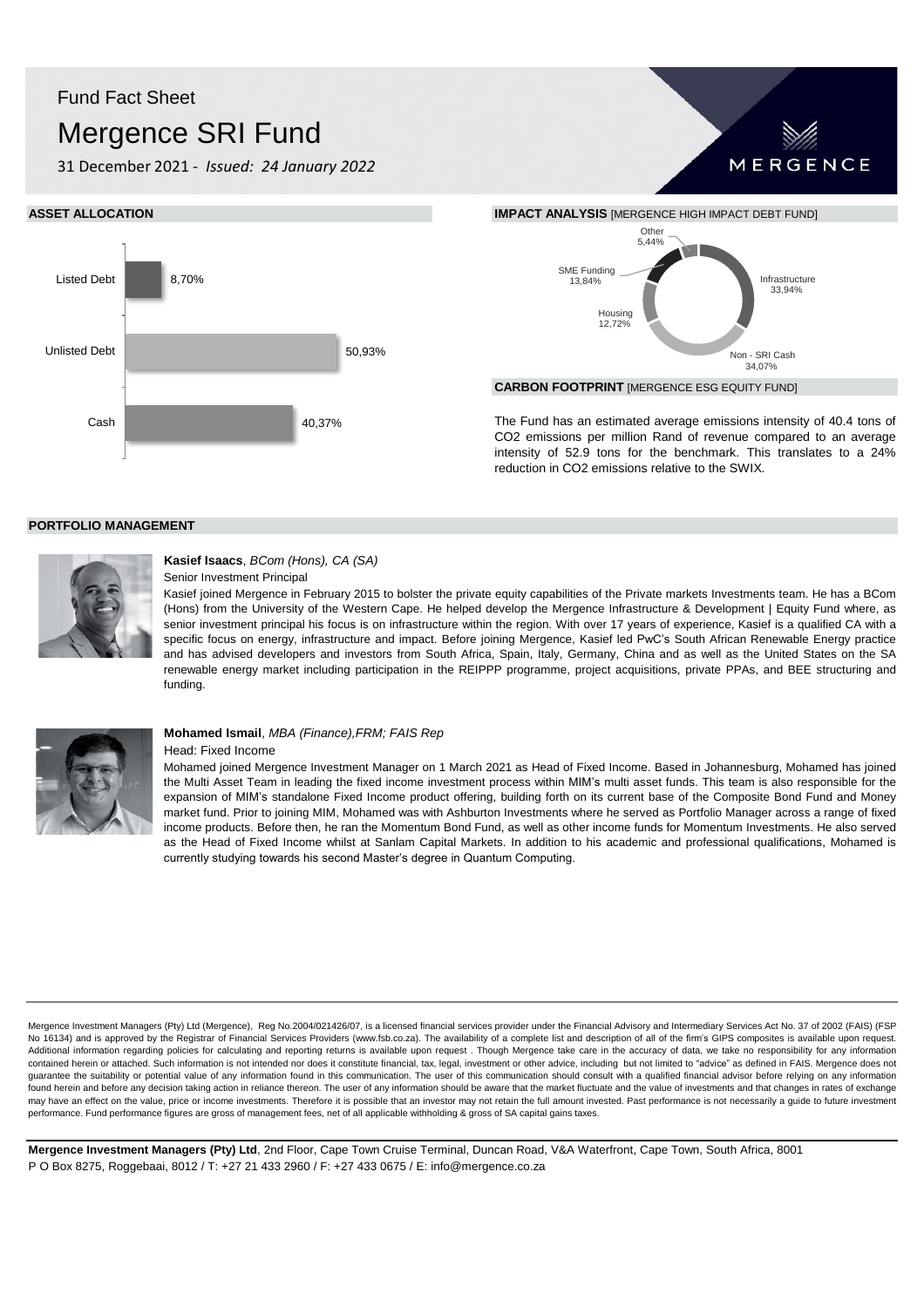Fund Fact Sheet

# Mergence SRI Fund

31 December 2021 - *Issued: 24 January 2022*

MERGENCE

## ASSET ALLOCATION

Listed Debt
8,70%
Unlisted Debt
50,93%
Cash
40,37%

## IMPACT ANALYSIS [MERGENCE HIGH IMPACT DEBT FUND]

Other
5,44%
SME Funding
13,84%
Housing
12,72%
Infrastructure
33,94%
Non - SRI Cash
34,07%

## CARBON FOOTPRINT [MERGENCE ESG EQUITY FUND]

The Fund has an estimated average emissions intensity of 40.4 tons of $CO_2$ emissions per million Rand of revenue compared to an average intensity of 52.9 tons for the benchmark. This translates to a 24% reduction in $CO_2$ emissions relative to the SWIX.

## PORTFOLIO MANAGEMENT

**Kasief Isaacs**, *BCom (Hons), CA (SA)*
Senior Investment Principal

Kasief joined Mergence in February 2015 to bolster the private equity capabilities of the Private markets Investments team. He has a BCom (Hons) from the University of the Western Cape. He helped develop the Mergence Infrastructure & Development | Equity Fund where, as senior investment principal his focus is on infrastructure within the region. With over 17 years of experience, Kasief is a qualified CA with a specific focus on energy, infrastructure and impact. Before joining Mergence, Kasief led PwC's South African Renewable Energy practice and has advised developers and investors from South Africa, Spain, Italy, Germany, China and as well as the United States on the SA renewable energy market including participation in the REIPPP programme, project acquisitions, private PPAs, and BEE structuring and funding.

**Mohamed Ismail**, *MBA (Finance),FRM; FAIS Rep*
Head: Fixed Income

Mohamed joined Mergence Investment Manager on 1 March 2021 as Head of Fixed Income. Based in Johannesburg, Mohamed has joined the Multi Asset Team in leading the fixed income investment process within MIM's multi asset funds. This team is also responsible for the expansion of MIM's standalone Fixed Income product offering, building forth on its current base of the Composite Bond Fund and Money market fund. Prior to joining MIM, Mohamed was with Ashburton Investments where he served as Portfolio Manager across a range of fixed income products. Before then, he ran the Momentum Bond Fund, as well as other income funds for Momentum Investments. He also served as the Head of Fixed Income whilst at Sanlam Capital Markets. In addition to his academic and professional qualifications, Mohamed is currently studying towards his second Master's degree in Quantum Computing.

Mergence Investment Managers (Pty) Ltd (Mergence), Reg No.2004/021426/07, is a licensed financial services provider under the Financial Advisory and Intermediary Services Act No. 37 of 2002 (FAIS) (FSP No 16134) and is approved by the Registrar of Financial Services Providers (www.fsb.co.za). The availability of a complete list and description of all of the firm's GIPS composites is available upon request. Additional information regarding policies for calculating and reporting returns is available upon request . Though Mergence take care in the accuracy of data, we take no responsibility for any information contained herein or attached. Such information is not intended nor does it constitute financial, tax, legal, investment or other advice, including but not limited to "advice" as defined in FAIS. Mergence does not guarantee the suitability or potential value of any information found in this communication. The user of this communication should consult with a qualified financial advisor before relying on any information found herein and before any decision taking action in reliance thereon. The user of any information should be aware that the market fluctuate and the value of investments and that changes in rates of exchange may have an effect on the value, price or income investments. Therefore it is possible that an investor may not retain the full amount invested. Past performance is not necessarily a guide to future investment performance. Fund performance figures are gross of management fees, net of all applicable withholding & gross of SA capital gains taxes.

**Mergence Investment Managers (Pty) Ltd**, 2nd Floor, Cape Town Cruise Terminal, Duncan Road, V&A Waterfront, Cape Town, South Africa, 8001
P O Box 8275, Roggebaai, 8012 / T: +27 21 433 2960 / F: +27 433 0675 / E: info@mergence.co.za